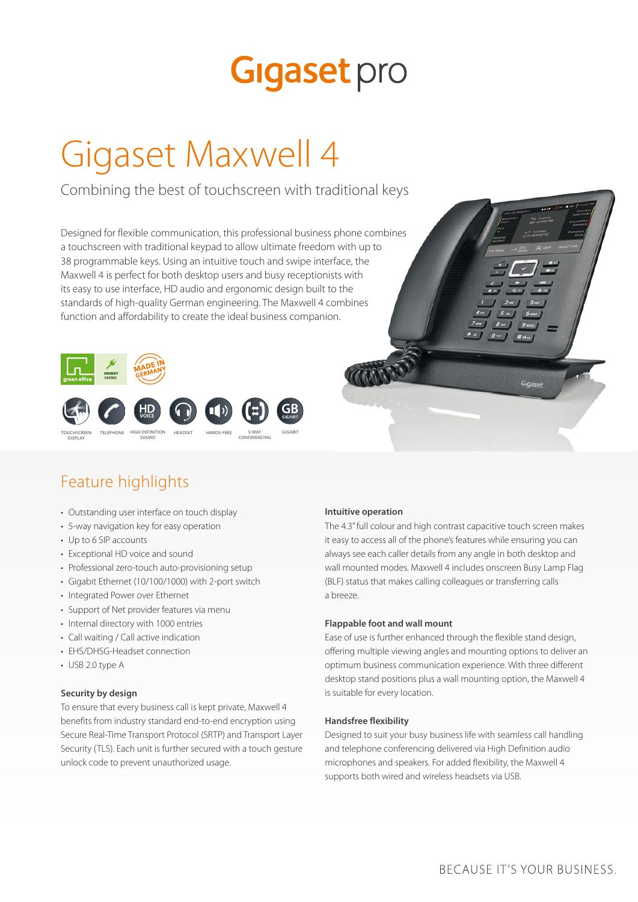# Gigaset pro

# Gigaset Maxwell 4

Combining the best of touchscreen with traditional keys

Designed for flexible communication, this professional business phone combines a touchscreen with traditional keypad to allow ultimate freedom with up to 38 programmable keys. Using an intuitive touch and swipe interface, the Maxwell 4 is perfect for both desktop users and busy receptionists with its easy to use interface, HD audio and ergonomic design built to the standards of high-quality German engineering. The Maxwell 4 combines function and affordability to create the ideal business companion.

green office · ENERGY SAVING · MADE IN GERMANY

TOUCHSCREEN DISPLAY · TELEPHONE · HIGH DEFINITION SOUND · HEADSET · HANDS-FREE · 5-WAY CONFERENCING · GIGABIT

## Feature highlights

- Outstanding user interface on touch display
- 5-way navigation key for easy operation
- Up to 6 SIP accounts
- Exceptional HD voice and sound
- Professional zero-touch auto-provisioning setup
- Gigabit Ethernet (10/100/1000) with 2-port switch
- Integrated Power over Ethernet
- Support of Net provider features via menu
- Internal directory with 1000 entries
- Call waiting / Call active indication
- EHS/DHSG-Headset connection
- USB 2.0 type A

### Security by design

To ensure that every business call is kept private, Maxwell 4 benefits from industry standard end-to-end encryption using Secure Real-Time Transport Protocol (SRTP) and Transport Layer Security (TLS). Each unit is further secured with a touch gesture unlock code to prevent unauthorized usage.

### Intuitive operation

The 4.3" full colour and high contrast capacitive touch screen makes it easy to access all of the phone's features while ensuring you can always see each caller details from any angle in both desktop and wall mounted modes. Maxwell 4 includes onscreen Busy Lamp Flag (BLF) status that makes calling colleagues or transferring calls a breeze.

### Flappable foot and wall mount

Ease of use is further enhanced through the flexible stand design, offering multiple viewing angles and mounting options to deliver an optimum business communication experience. With three different desktop stand positions plus a wall mounting option, the Maxwell 4 is suitable for every location.

### Handsfree flexibility

Designed to suit your busy business life with seamless call handling and telephone conferencing delivered via High Definition audio microphones and speakers. For added flexibility, the Maxwell 4 supports both wired and wireless headsets via USB.

BECAUSE IT'S YOUR BUSINESS.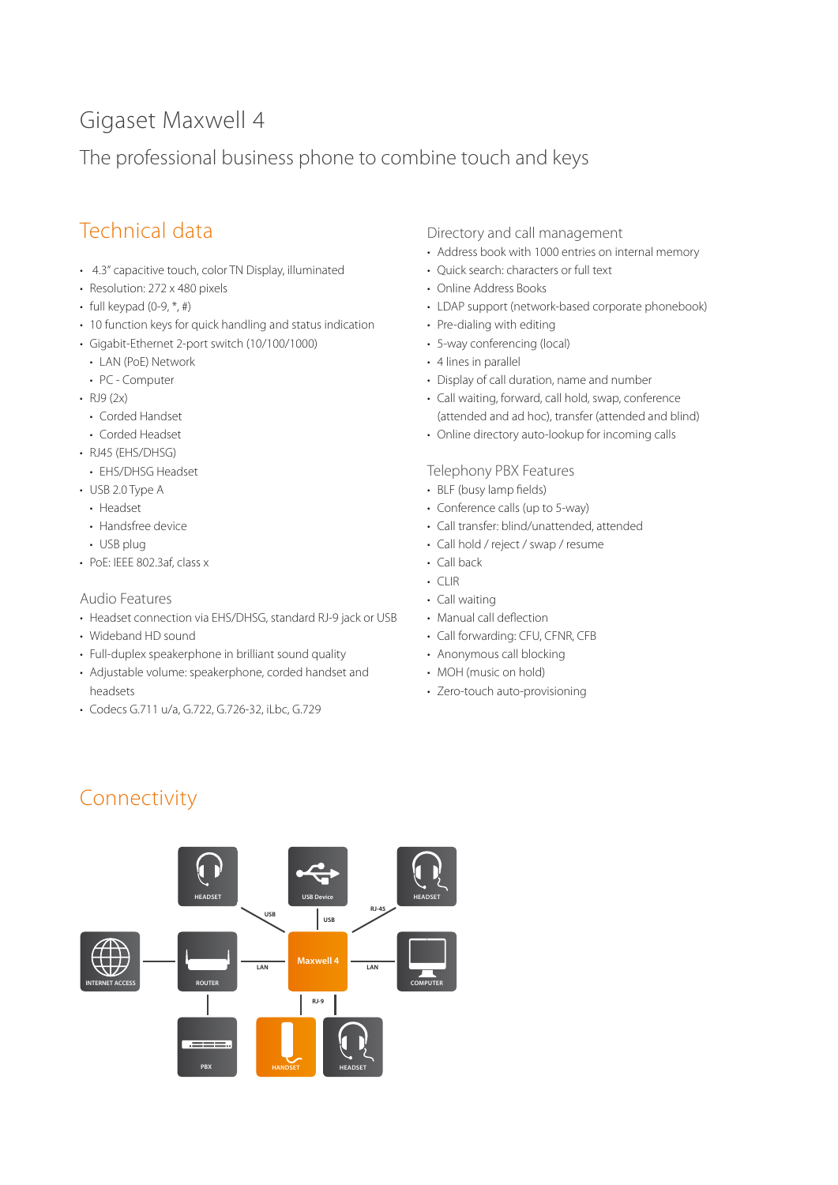# Gigaset Maxwell 4

## The professional business phone to combine touch and keys

## Technical data

- 4.3" capacitive touch, color TN Display, illuminated
- Resolution: 272 x 480 pixels
- full keypad (0-9, *, #)
- 10 function keys for quick handling and status indication
- Gigabit-Ethernet 2-port switch (10/100/1000)
  - LAN (PoE) Network
  - PC - Computer
- RJ9 (2x)
  - Corded Handset
  - Corded Headset
- RJ45 (EHS/DHSG)
  - EHS/DHSG Headset
- USB 2.0 Type A
  - Headset
  - Handsfree device
  - USB plug
- PoE: IEEE 802.3af, class x

### Audio Features

- Headset connection via EHS/DHSG, standard RJ-9 jack or USB
- Wideband HD sound
- Full-duplex speakerphone in brilliant sound quality
- Adjustable volume: speakerphone, corded handset and headsets
- Codecs G.711 u/a, G.722, G.726-32, iLbc, G.729

### Directory and call management

- Address book with 1000 entries on internal memory
- Quick search: characters or full text
- Online Address Books
- LDAP support (network-based corporate phonebook)
- Pre-dialing with editing
- 5-way conferencing (local)
- 4 lines in parallel
- Display of call duration, name and number
- Call waiting, forward, call hold, swap, conference (attended and ad hoc), transfer (attended and blind)
- Online directory auto-lookup for incoming calls

### Telephony PBX Features

- BLF (busy lamp fields)
- Conference calls (up to 5-way)
- Call transfer: blind/unattended, attended
- Call hold / reject / swap / resume
- Call back
- CLIR
- Call waiting
- Manual call deflection
- Call forwarding: CFU, CFNR, CFB
- Anonymous call blocking
- MOH (music on hold)
- Zero-touch auto-provisioning

## Connectivity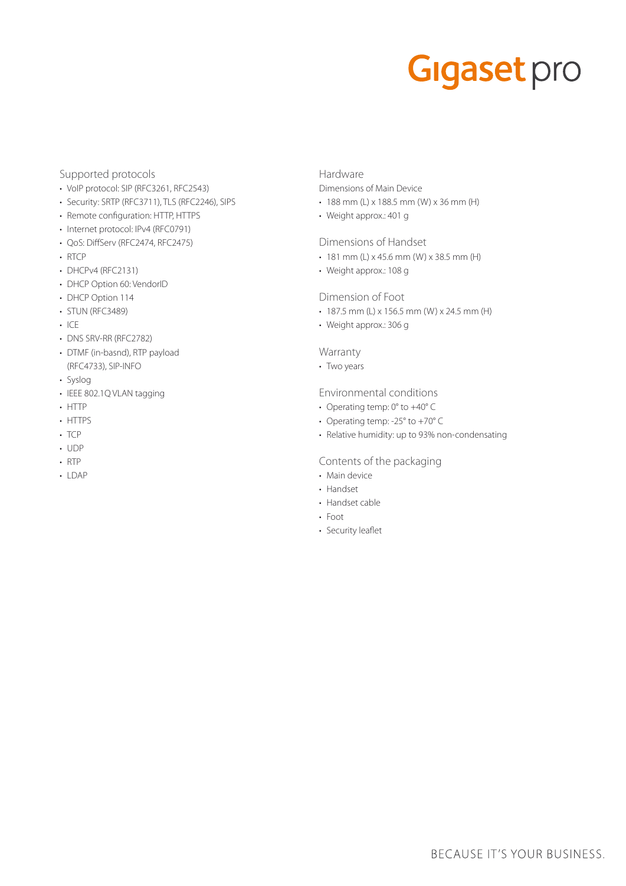## Supported protocols

- VoIP protocol: SIP (RFC3261, RFC2543)
- Security: SRTP (RFC3711), TLS (RFC2246), SIPS
- Remote configuration: HTTP, HTTPS
- Internet protocol: IPv4 (RFC0791)
- QoS: DiffServ (RFC2474, RFC2475)
- RTCP
- DHCPv4 (RFC2131)
- DHCP Option 60: VendorID
- DHCP Option 114
- STUN (RFC3489)
- ICE
- DNS SRV-RR (RFC2782)
- DTMF (in-basnd), RTP payload (RFC4733), SIP-INFO
- Syslog
- IEEE 802.1Q VLAN tagging
- HTTP
- HTTPS
- TCP
- UDP
- RTP
- LDAP

## Hardware

Dimensions of Main Device

- 188 mm (L) x 188.5 mm (W) x 36 mm (H)
- Weight approx.: 401 g

## Dimensions of Handset

- 181 mm (L) x 45.6 mm (W) x 38.5 mm (H)
- Weight approx.: 108 g

## Dimension of Foot

- 187.5 mm (L) x 156.5 mm (W) x 24.5 mm (H)
- Weight approx.: 306 g

## Warranty

- Two years

## Environmental conditions

- Operating temp: 0° to +40° C
- Operating temp: -25° to +70° C
- Relative humidity: up to 93% non-condensating

## Contents of the packaging

- Main device
- Handset
- Handset cable
- Foot
- Security leaflet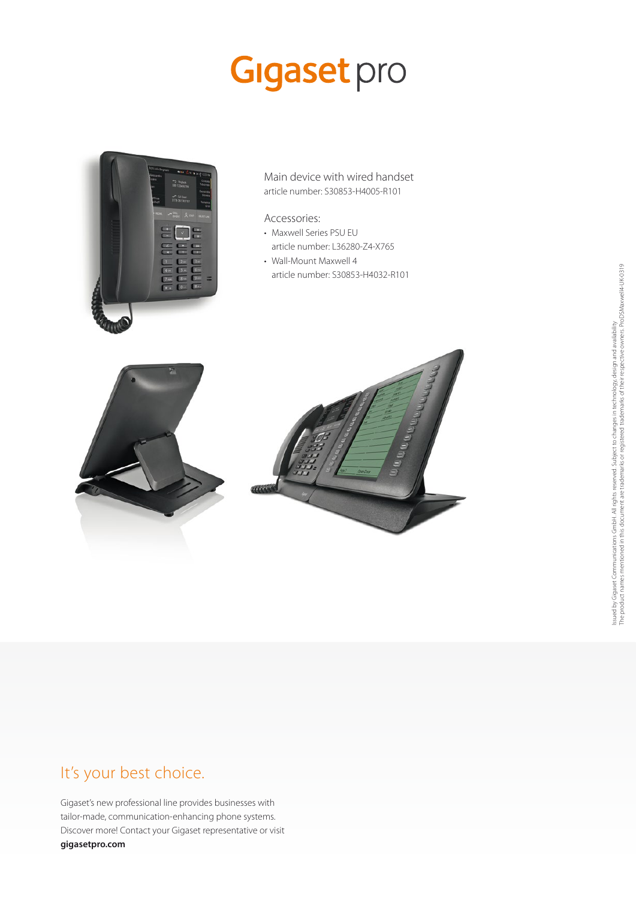# Gigaset pro

Main device with wired handset
article number: S30853-H4005-R101

Accessories:

- Maxwell Series PSU EU
  article number: L36280-Z4-X765
- Wall-Mount Maxwell 4
  article number: S30853-H4032-R101

Issued by Gigaset Communications GmbH. All rights reserved. Subject to changes in technology, design and availability.
The product names mentioned in this document are trademarks or registered trademarks of their respective owners. ProDSMaxwell4-UK-0319

## It's your best choice.

Gigaset's new professional line provides businesses with tailor-made, communication-enhancing phone systems. Discover more! Contact your Gigaset representative or visit **gigasetpro.com**